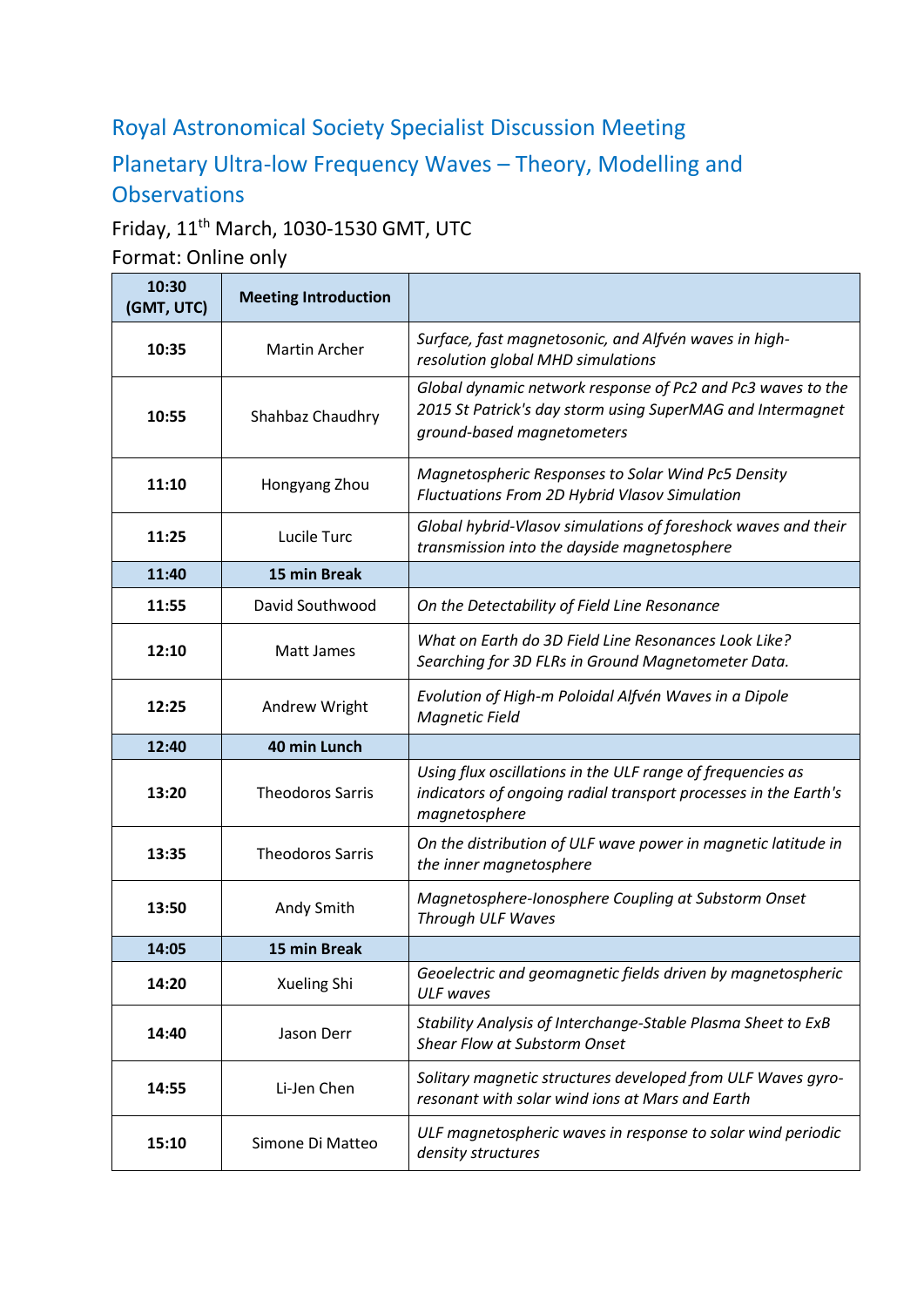# Royal Astronomical Society Specialist Discussion Meeting

## Planetary Ultra-low Frequency Waves – Theory, Modelling and Observations

Friday, 11th March, 1030-1530 GMT, UTC

Format: Online only

| **10:30 (GMT, UTC)** | **Meeting Introduction** | |
|---|---|---|
| **10:35** | Martin Archer | *Surface, fast magnetosonic, and Alfvén waves in high-resolution global MHD simulations* |
| **10:55** | Shahbaz Chaudhry | *Global dynamic network response of Pc2 and Pc3 waves to the 2015 St Patrick's day storm using SuperMAG and Intermagnet ground-based magnetometers* |
| **11:10** | Hongyang Zhou | *Magnetospheric Responses to Solar Wind Pc5 Density Fluctuations From 2D Hybrid Vlasov Simulation* |
| **11:25** | Lucile Turc | *Global hybrid-Vlasov simulations of foreshock waves and their transmission into the dayside magnetosphere* |
| **11:40** | **15 min Break** | |
| **11:55** | David Southwood | *On the Detectability of Field Line Resonance* |
| **12:10** | Matt James | *What on Earth do 3D Field Line Resonances Look Like? Searching for 3D FLRs in Ground Magnetometer Data.* |
| **12:25** | Andrew Wright | *Evolution of High-m Poloidal Alfvén Waves in a Dipole Magnetic Field* |
| **12:40** | **40 min Lunch** | |
| **13:20** | Theodoros Sarris | *Using flux oscillations in the ULF range of frequencies as indicators of ongoing radial transport processes in the Earth's magnetosphere* |
| **13:35** | Theodoros Sarris | *On the distribution of ULF wave power in magnetic latitude in the inner magnetosphere* |
| **13:50** | Andy Smith | *Magnetosphere-Ionosphere Coupling at Substorm Onset Through ULF Waves* |
| **14:05** | **15 min Break** | |
| **14:20** | Xueling Shi | *Geoelectric and geomagnetic fields driven by magnetospheric ULF waves* |
| **14:40** | Jason Derr | *Stability Analysis of Interchange-Stable Plasma Sheet to ExB Shear Flow at Substorm Onset* |
| **14:55** | Li-Jen Chen | *Solitary magnetic structures developed from ULF Waves gyro-resonant with solar wind ions at Mars and Earth* |
| **15:10** | Simone Di Matteo | *ULF magnetospheric waves in response to solar wind periodic density structures* |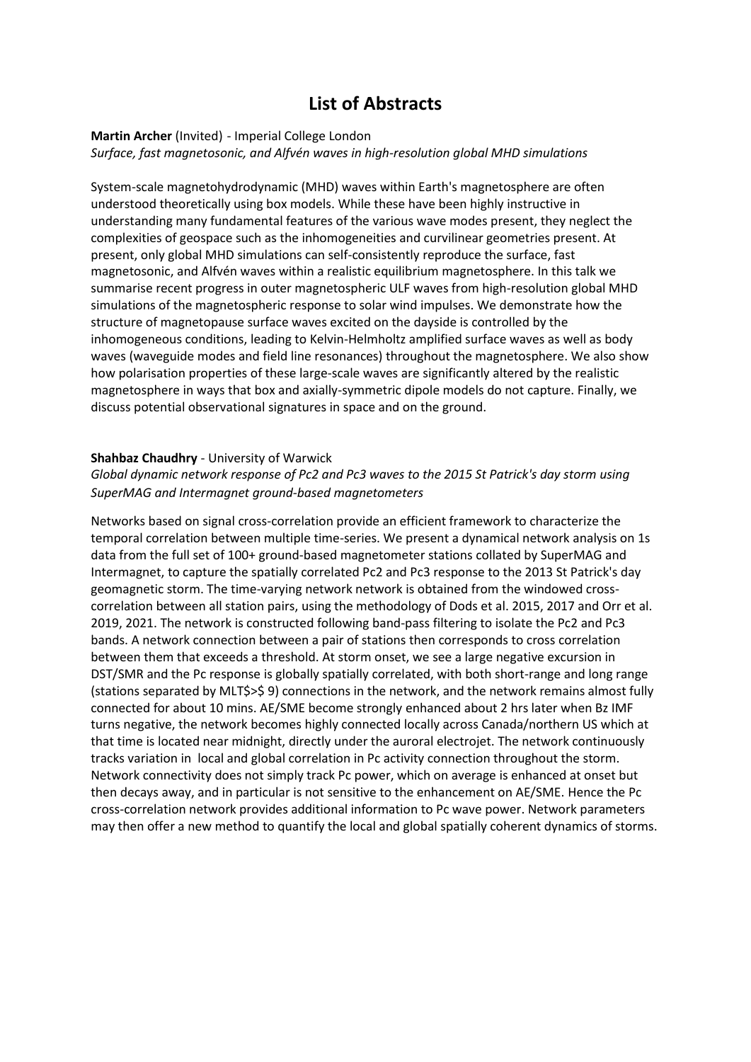# List of Abstracts

**Martin Archer** (Invited) - Imperial College London

*Surface, fast magnetosonic, and Alfvén waves in high-resolution global MHD simulations*

System-scale magnetohydrodynamic (MHD) waves within Earth's magnetosphere are often understood theoretically using box models. While these have been highly instructive in understanding many fundamental features of the various wave modes present, they neglect the complexities of geospace such as the inhomogeneities and curvilinear geometries present. At present, only global MHD simulations can self-consistently reproduce the surface, fast magnetosonic, and Alfvén waves within a realistic equilibrium magnetosphere. In this talk we summarise recent progress in outer magnetospheric ULF waves from high-resolution global MHD simulations of the magnetospheric response to solar wind impulses. We demonstrate how the structure of magnetopause surface waves excited on the dayside is controlled by the inhomogeneous conditions, leading to Kelvin-Helmholtz amplified surface waves as well as body waves (waveguide modes and field line resonances) throughout the magnetosphere. We also show how polarisation properties of these large-scale waves are significantly altered by the realistic magnetosphere in ways that box and axially-symmetric dipole models do not capture. Finally, we discuss potential observational signatures in space and on the ground.

**Shahbaz Chaudhry** - University of Warwick

*Global dynamic network response of Pc2 and Pc3 waves to the 2015 St Patrick's day storm using SuperMAG and Intermagnet ground-based magnetometers*

Networks based on signal cross-correlation provide an efficient framework to characterize the temporal correlation between multiple time-series. We present a dynamical network analysis on 1s data from the full set of 100+ ground-based magnetometer stations collated by SuperMAG and Intermagnet, to capture the spatially correlated Pc2 and Pc3 response to the 2013 St Patrick's day geomagnetic storm. The time-varying network network is obtained from the windowed cross-correlation between all station pairs, using the methodology of Dods et al. 2015, 2017 and Orr et al. 2019, 2021. The network is constructed following band-pass filtering to isolate the Pc2 and Pc3 bands. A network connection between a pair of stations then corresponds to cross correlation between them that exceeds a threshold. At storm onset, we see a large negative excursion in DST/SMR and the Pc response is globally spatially correlated, with both short-range and long range (stations separated by MLT$>$ 9) connections in the network, and the network remains almost fully connected for about 10 mins. AE/SME become strongly enhanced about 2 hrs later when Bz IMF turns negative, the network becomes highly connected locally across Canada/northern US which at that time is located near midnight, directly under the auroral electrojet. The network continuously tracks variation in local and global correlation in Pc activity connection throughout the storm. Network connectivity does not simply track Pc power, which on average is enhanced at onset but then decays away, and in particular is not sensitive to the enhancement on AE/SME. Hence the Pc cross-correlation network provides additional information to Pc wave power. Network parameters may then offer a new method to quantify the local and global spatially coherent dynamics of storms.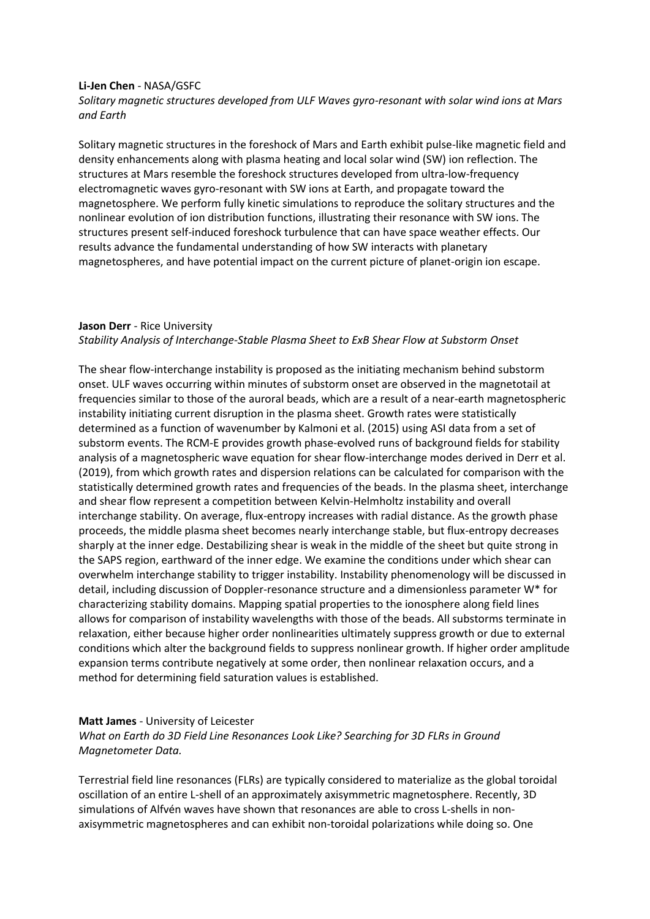**Li-Jen Chen** - NASA/GSFC

*Solitary magnetic structures developed from ULF Waves gyro-resonant with solar wind ions at Mars and Earth*

Solitary magnetic structures in the foreshock of Mars and Earth exhibit pulse-like magnetic field and density enhancements along with plasma heating and local solar wind (SW) ion reflection. The structures at Mars resemble the foreshock structures developed from ultra-low-frequency electromagnetic waves gyro-resonant with SW ions at Earth, and propagate toward the magnetosphere. We perform fully kinetic simulations to reproduce the solitary structures and the nonlinear evolution of ion distribution functions, illustrating their resonance with SW ions. The structures present self-induced foreshock turbulence that can have space weather effects. Our results advance the fundamental understanding of how SW interacts with planetary magnetospheres, and have potential impact on the current picture of planet-origin ion escape.

**Jason Derr** - Rice University

*Stability Analysis of Interchange-Stable Plasma Sheet to ExB Shear Flow at Substorm Onset*

The shear flow-interchange instability is proposed as the initiating mechanism behind substorm onset. ULF waves occurring within minutes of substorm onset are observed in the magnetotail at frequencies similar to those of the auroral beads, which are a result of a near-earth magnetospheric instability initiating current disruption in the plasma sheet. Growth rates were statistically determined as a function of wavenumber by Kalmoni et al. (2015) using ASI data from a set of substorm events. The RCM-E provides growth phase-evolved runs of background fields for stability analysis of a magnetospheric wave equation for shear flow-interchange modes derived in Derr et al. (2019), from which growth rates and dispersion relations can be calculated for comparison with the statistically determined growth rates and frequencies of the beads. In the plasma sheet, interchange and shear flow represent a competition between Kelvin-Helmholtz instability and overall interchange stability. On average, flux-entropy increases with radial distance. As the growth phase proceeds, the middle plasma sheet becomes nearly interchange stable, but flux-entropy decreases sharply at the inner edge. Destabilizing shear is weak in the middle of the sheet but quite strong in the SAPS region, earthward of the inner edge. We examine the conditions under which shear can overwhelm interchange stability to trigger instability. Instability phenomenology will be discussed in detail, including discussion of Doppler-resonance structure and a dimensionless parameter $W^*$ for characterizing stability domains. Mapping spatial properties to the ionosphere along field lines allows for comparison of instability wavelengths with those of the beads. All substorms terminate in relaxation, either because higher order nonlinearities ultimately suppress growth or due to external conditions which alter the background fields to suppress nonlinear growth. If higher order amplitude expansion terms contribute negatively at some order, then nonlinear relaxation occurs, and a method for determining field saturation values is established.

**Matt James** - University of Leicester

*What on Earth do 3D Field Line Resonances Look Like? Searching for 3D FLRs in Ground Magnetometer Data.*

Terrestrial field line resonances (FLRs) are typically considered to materialize as the global toroidal oscillation of an entire L-shell of an approximately axisymmetric magnetosphere. Recently, 3D simulations of Alfvén waves have shown that resonances are able to cross L-shells in non-axisymmetric magnetospheres and can exhibit non-toroidal polarizations while doing so. One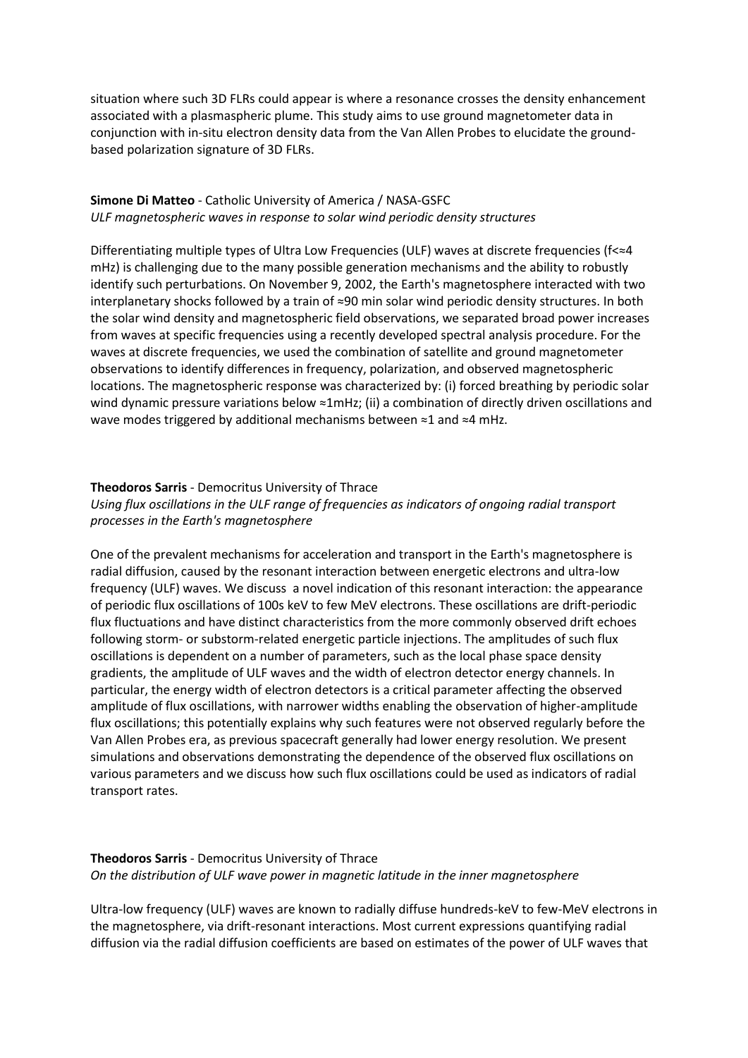situation where such 3D FLRs could appear is where a resonance crosses the density enhancement associated with a plasmaspheric plume. This study aims to use ground magnetometer data in conjunction with in-situ electron density data from the Van Allen Probes to elucidate the ground-based polarization signature of 3D FLRs.

**Simone Di Matteo** - Catholic University of America / NASA-GSFC
*ULF magnetospheric waves in response to solar wind periodic density structures*

Differentiating multiple types of Ultra Low Frequencies (ULF) waves at discrete frequencies (f<≈4 mHz) is challenging due to the many possible generation mechanisms and the ability to robustly identify such perturbations. On November 9, 2002, the Earth's magnetosphere interacted with two interplanetary shocks followed by a train of ≈90 min solar wind periodic density structures. In both the solar wind density and magnetospheric field observations, we separated broad power increases from waves at specific frequencies using a recently developed spectral analysis procedure. For the waves at discrete frequencies, we used the combination of satellite and ground magnetometer observations to identify differences in frequency, polarization, and observed magnetospheric locations. The magnetospheric response was characterized by: (i) forced breathing by periodic solar wind dynamic pressure variations below ≈1mHz; (ii) a combination of directly driven oscillations and wave modes triggered by additional mechanisms between ≈1 and ≈4 mHz.

**Theodoros Sarris** - Democritus University of Thrace
*Using flux oscillations in the ULF range of frequencies as indicators of ongoing radial transport processes in the Earth's magnetosphere*

One of the prevalent mechanisms for acceleration and transport in the Earth's magnetosphere is radial diffusion, caused by the resonant interaction between energetic electrons and ultra-low frequency (ULF) waves. We discuss a novel indication of this resonant interaction: the appearance of periodic flux oscillations of 100s keV to few MeV electrons. These oscillations are drift-periodic flux fluctuations and have distinct characteristics from the more commonly observed drift echoes following storm- or substorm-related energetic particle injections. The amplitudes of such flux oscillations is dependent on a number of parameters, such as the local phase space density gradients, the amplitude of ULF waves and the width of electron detector energy channels. In particular, the energy width of electron detectors is a critical parameter affecting the observed amplitude of flux oscillations, with narrower widths enabling the observation of higher-amplitude flux oscillations; this potentially explains why such features were not observed regularly before the Van Allen Probes era, as previous spacecraft generally had lower energy resolution. We present simulations and observations demonstrating the dependence of the observed flux oscillations on various parameters and we discuss how such flux oscillations could be used as indicators of radial transport rates.

**Theodoros Sarris** - Democritus University of Thrace
*On the distribution of ULF wave power in magnetic latitude in the inner magnetosphere*

Ultra-low frequency (ULF) waves are known to radially diffuse hundreds-keV to few-MeV electrons in the magnetosphere, via drift-resonant interactions. Most current expressions quantifying radial diffusion via the radial diffusion coefficients are based on estimates of the power of ULF waves that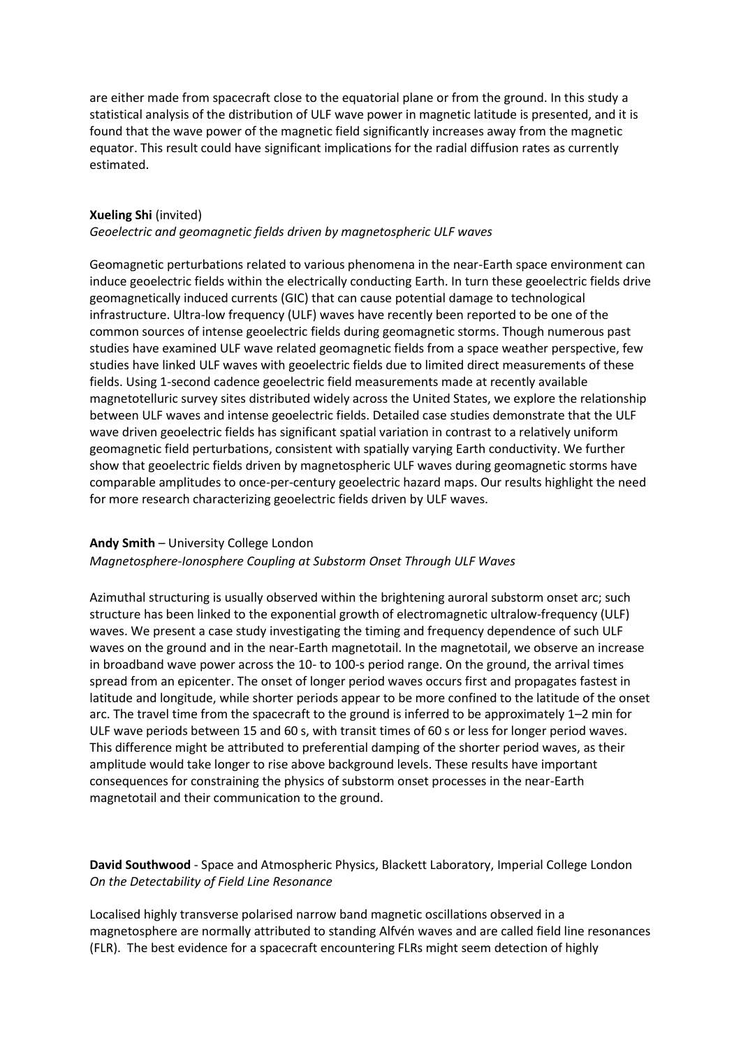are either made from spacecraft close to the equatorial plane or from the ground. In this study a statistical analysis of the distribution of ULF wave power in magnetic latitude is presented, and it is found that the wave power of the magnetic field significantly increases away from the magnetic equator. This result could have significant implications for the radial diffusion rates as currently estimated.

**Xueling Shi** (invited)
*Geoelectric and geomagnetic fields driven by magnetospheric ULF waves*

Geomagnetic perturbations related to various phenomena in the near-Earth space environment can induce geoelectric fields within the electrically conducting Earth. In turn these geoelectric fields drive geomagnetically induced currents (GIC) that can cause potential damage to technological infrastructure. Ultra-low frequency (ULF) waves have recently been reported to be one of the common sources of intense geoelectric fields during geomagnetic storms. Though numerous past studies have examined ULF wave related geomagnetic fields from a space weather perspective, few studies have linked ULF waves with geoelectric fields due to limited direct measurements of these fields. Using 1-second cadence geoelectric field measurements made at recently available magnetotelluric survey sites distributed widely across the United States, we explore the relationship between ULF waves and intense geoelectric fields. Detailed case studies demonstrate that the ULF wave driven geoelectric fields has significant spatial variation in contrast to a relatively uniform geomagnetic field perturbations, consistent with spatially varying Earth conductivity. We further show that geoelectric fields driven by magnetospheric ULF waves during geomagnetic storms have comparable amplitudes to once-per-century geoelectric hazard maps. Our results highlight the need for more research characterizing geoelectric fields driven by ULF waves.

**Andy Smith** – University College London
*Magnetosphere-Ionosphere Coupling at Substorm Onset Through ULF Waves*

Azimuthal structuring is usually observed within the brightening auroral substorm onset arc; such structure has been linked to the exponential growth of electromagnetic ultralow-frequency (ULF) waves. We present a case study investigating the timing and frequency dependence of such ULF waves on the ground and in the near-Earth magnetotail. In the magnetotail, we observe an increase in broadband wave power across the 10- to 100-s period range. On the ground, the arrival times spread from an epicenter. The onset of longer period waves occurs first and propagates fastest in latitude and longitude, while shorter periods appear to be more confined to the latitude of the onset arc. The travel time from the spacecraft to the ground is inferred to be approximately 1–2 min for ULF wave periods between 15 and 60 s, with transit times of 60 s or less for longer period waves. This difference might be attributed to preferential damping of the shorter period waves, as their amplitude would take longer to rise above background levels. These results have important consequences for constraining the physics of substorm onset processes in the near-Earth magnetotail and their communication to the ground.

**David Southwood** - Space and Atmospheric Physics, Blackett Laboratory, Imperial College London
*On the Detectability of Field Line Resonance*

Localised highly transverse polarised narrow band magnetic oscillations observed in a magnetosphere are normally attributed to standing Alfvén waves and are called field line resonances (FLR). The best evidence for a spacecraft encountering FLRs might seem detection of highly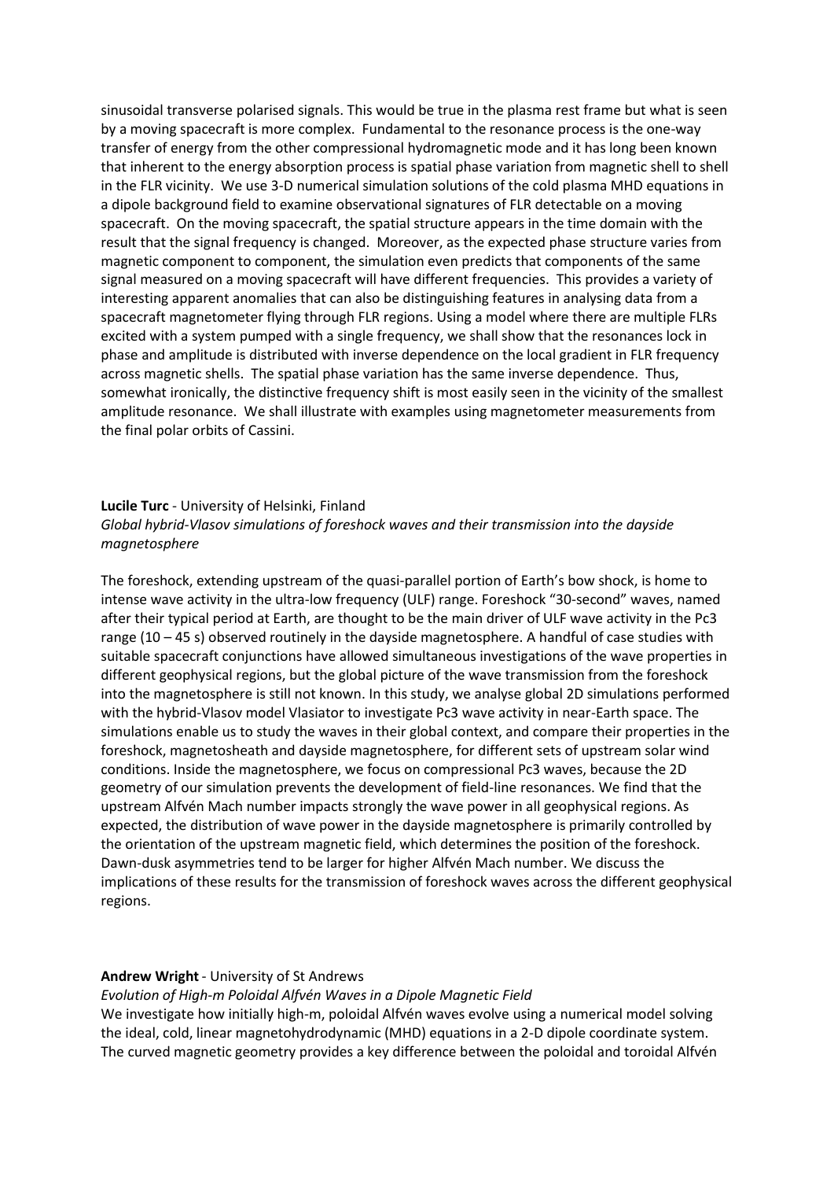sinusoidal transverse polarised signals. This would be true in the plasma rest frame but what is seen by a moving spacecraft is more complex. Fundamental to the resonance process is the one-way transfer of energy from the other compressional hydromagnetic mode and it has long been known that inherent to the energy absorption process is spatial phase variation from magnetic shell to shell in the FLR vicinity. We use 3-D numerical simulation solutions of the cold plasma MHD equations in a dipole background field to examine observational signatures of FLR detectable on a moving spacecraft. On the moving spacecraft, the spatial structure appears in the time domain with the result that the signal frequency is changed. Moreover, as the expected phase structure varies from magnetic component to component, the simulation even predicts that components of the same signal measured on a moving spacecraft will have different frequencies. This provides a variety of interesting apparent anomalies that can also be distinguishing features in analysing data from a spacecraft magnetometer flying through FLR regions. Using a model where there are multiple FLRs excited with a system pumped with a single frequency, we shall show that the resonances lock in phase and amplitude is distributed with inverse dependence on the local gradient in FLR frequency across magnetic shells. The spatial phase variation has the same inverse dependence. Thus, somewhat ironically, the distinctive frequency shift is most easily seen in the vicinity of the smallest amplitude resonance. We shall illustrate with examples using magnetometer measurements from the final polar orbits of Cassini.

**Lucile Turc** - University of Helsinki, Finland

*Global hybrid-Vlasov simulations of foreshock waves and their transmission into the dayside magnetosphere*

The foreshock, extending upstream of the quasi-parallel portion of Earth's bow shock, is home to intense wave activity in the ultra-low frequency (ULF) range. Foreshock "30-second" waves, named after their typical period at Earth, are thought to be the main driver of ULF wave activity in the Pc3 range (10 – 45 s) observed routinely in the dayside magnetosphere. A handful of case studies with suitable spacecraft conjunctions have allowed simultaneous investigations of the wave properties in different geophysical regions, but the global picture of the wave transmission from the foreshock into the magnetosphere is still not known. In this study, we analyse global 2D simulations performed with the hybrid-Vlasov model Vlasiator to investigate Pc3 wave activity in near-Earth space. The simulations enable us to study the waves in their global context, and compare their properties in the foreshock, magnetosheath and dayside magnetosphere, for different sets of upstream solar wind conditions. Inside the magnetosphere, we focus on compressional Pc3 waves, because the 2D geometry of our simulation prevents the development of field-line resonances. We find that the upstream Alfvén Mach number impacts strongly the wave power in all geophysical regions. As expected, the distribution of wave power in the dayside magnetosphere is primarily controlled by the orientation of the upstream magnetic field, which determines the position of the foreshock. Dawn-dusk asymmetries tend to be larger for higher Alfvén Mach number. We discuss the implications of these results for the transmission of foreshock waves across the different geophysical regions.

**Andrew Wright** - University of St Andrews

*Evolution of High-m Poloidal Alfvén Waves in a Dipole Magnetic Field*

We investigate how initially high-m, poloidal Alfvén waves evolve using a numerical model solving the ideal, cold, linear magnetohydrodynamic (MHD) equations in a 2-D dipole coordinate system. The curved magnetic geometry provides a key difference between the poloidal and toroidal Alfvén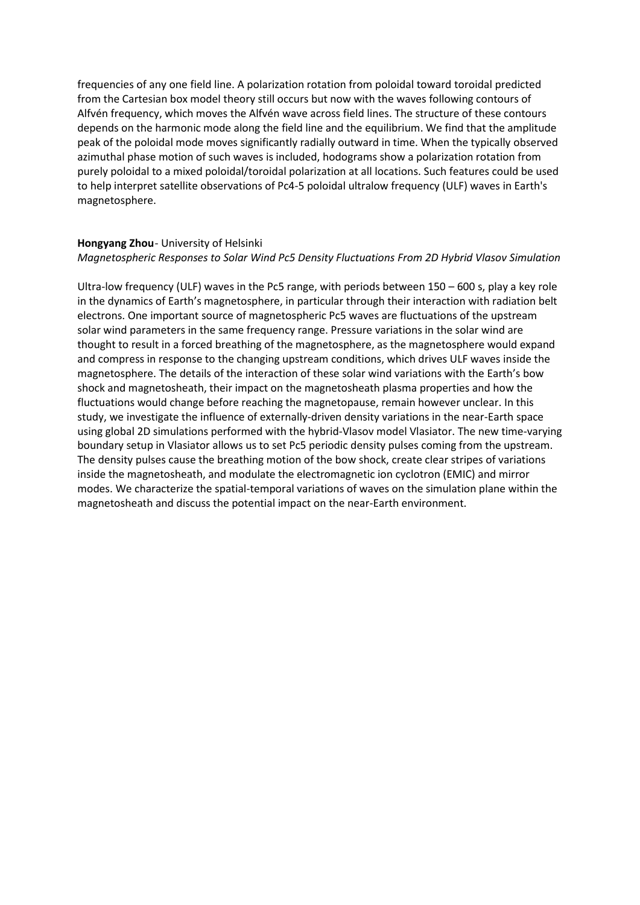frequencies of any one field line. A polarization rotation from poloidal toward toroidal predicted from the Cartesian box model theory still occurs but now with the waves following contours of Alfvén frequency, which moves the Alfvén wave across field lines. The structure of these contours depends on the harmonic mode along the field line and the equilibrium. We find that the amplitude peak of the poloidal mode moves significantly radially outward in time. When the typically observed azimuthal phase motion of such waves is included, hodograms show a polarization rotation from purely poloidal to a mixed poloidal/toroidal polarization at all locations. Such features could be used to help interpret satellite observations of Pc4-5 poloidal ultralow frequency (ULF) waves in Earth's magnetosphere.

**Hongyang Zhou**- University of Helsinki

*Magnetospheric Responses to Solar Wind Pc5 Density Fluctuations From 2D Hybrid Vlasov Simulation*

Ultra-low frequency (ULF) waves in the Pc5 range, with periods between 150 – 600 s, play a key role in the dynamics of Earth's magnetosphere, in particular through their interaction with radiation belt electrons. One important source of magnetospheric Pc5 waves are fluctuations of the upstream solar wind parameters in the same frequency range. Pressure variations in the solar wind are thought to result in a forced breathing of the magnetosphere, as the magnetosphere would expand and compress in response to the changing upstream conditions, which drives ULF waves inside the magnetosphere. The details of the interaction of these solar wind variations with the Earth's bow shock and magnetosheath, their impact on the magnetosheath plasma properties and how the fluctuations would change before reaching the magnetopause, remain however unclear. In this study, we investigate the influence of externally-driven density variations in the near-Earth space using global 2D simulations performed with the hybrid-Vlasov model Vlasiator. The new time-varying boundary setup in Vlasiator allows us to set Pc5 periodic density pulses coming from the upstream. The density pulses cause the breathing motion of the bow shock, create clear stripes of variations inside the magnetosheath, and modulate the electromagnetic ion cyclotron (EMIC) and mirror modes. We characterize the spatial-temporal variations of waves on the simulation plane within the magnetosheath and discuss the potential impact on the near-Earth environment.